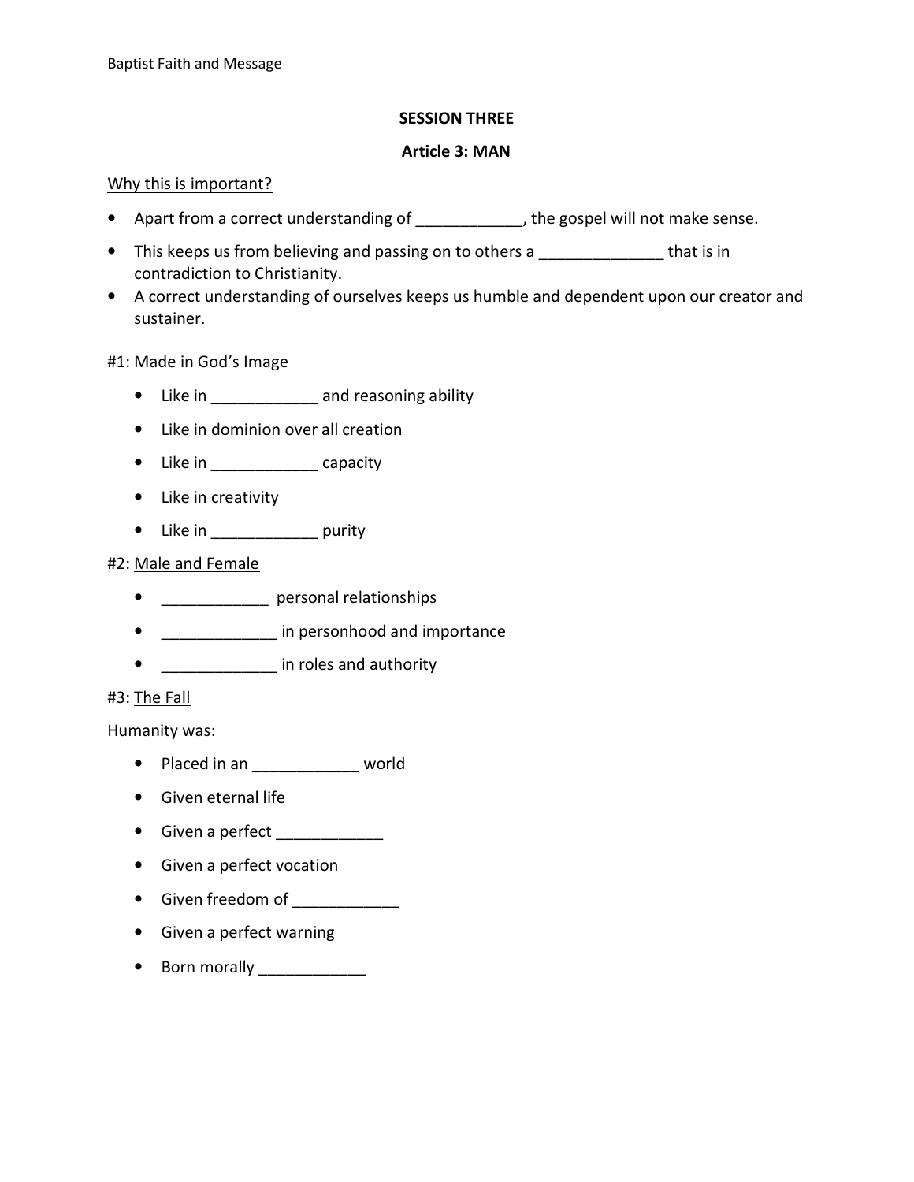## SESSION THREE

## Article 3: MAN

<u>Why this is important?</u>

- Apart from a correct understanding of ____________, the gospel will not make sense.
- This keeps us from believing and passing on to others a ______________ that is in contradiction to Christianity.
- A correct understanding of ourselves keeps us humble and dependent upon our creator and sustainer.

#1: <u>Made in God's Image</u>

- Like in ____________ and reasoning ability
- Like in dominion over all creation
- Like in ____________ capacity
- Like in creativity
- Like in ____________ purity

#2: <u>Male and Female</u>

- ____________ personal relationships
- _____________ in personhood and importance
- _____________ in roles and authority

#3: <u>The Fall</u>

Humanity was:

- Placed in an ____________ world
- Given eternal life
- Given a perfect ____________
- Given a perfect vocation
- Given freedom of ____________
- Given a perfect warning
- Born morally ____________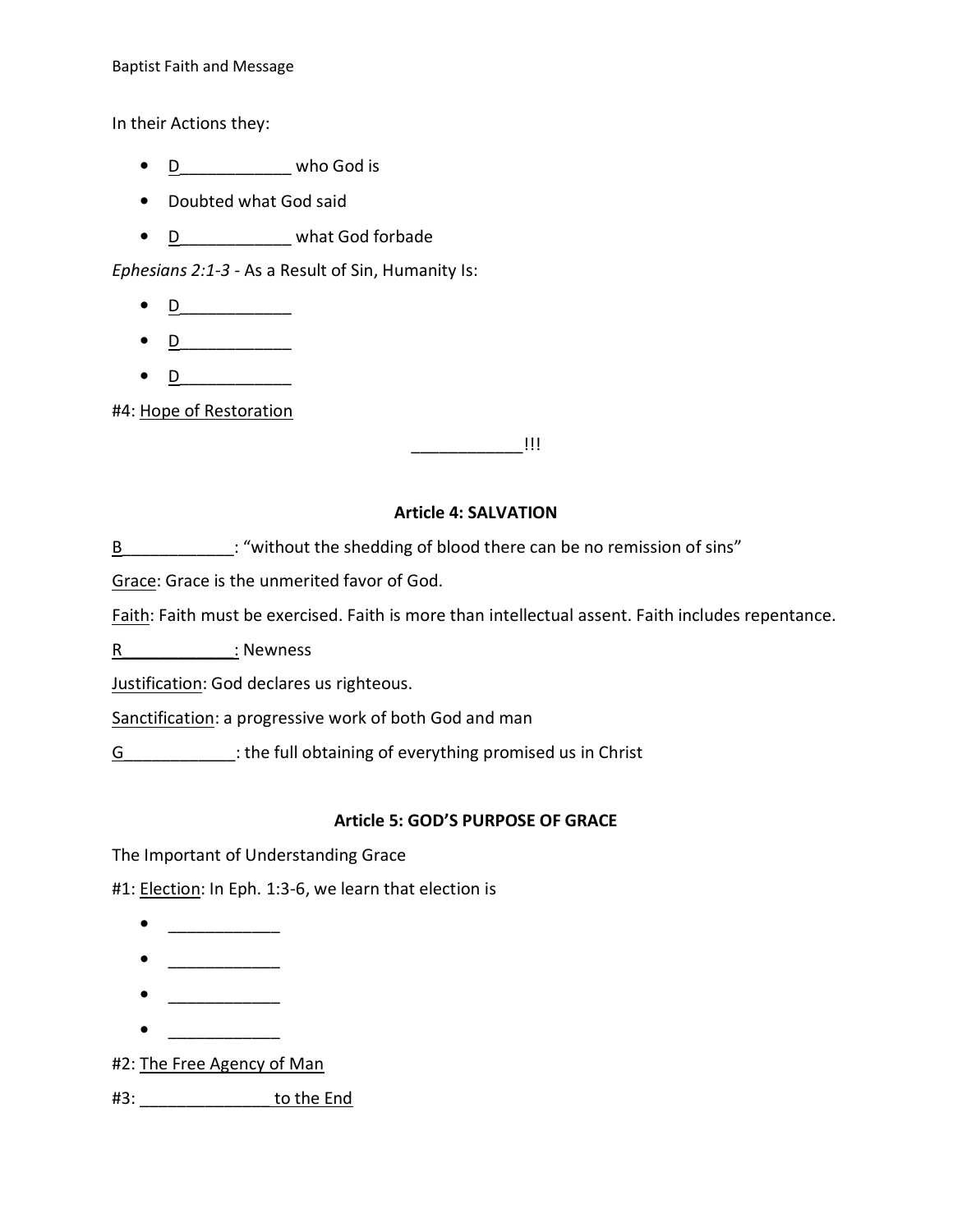In their Actions they:

- D____________ who God is
- Doubted what God said
- D____________ what God forbade

*Ephesians 2:1-3* - As a Result of Sin, Humanity Is:

- D____________
- D____________
- D____________

#4: Hope of Restoration

____________!!!

**Article 4: SALVATION**

B____________: "without the shedding of blood there can be no remission of sins"

Grace: Grace is the unmerited favor of God.

Faith: Faith must be exercised. Faith is more than intellectual assent. Faith includes repentance.

R____________: Newness

Justification: God declares us righteous.

Sanctification: a progressive work of both God and man

G____________: the full obtaining of everything promised us in Christ

**Article 5: GOD'S PURPOSE OF GRACE**

The Important of Understanding Grace

#1: Election: In Eph. 1:3-6, we learn that election is

- ____________
- ____________
- ____________
- ____________

#2: The Free Agency of Man

#3: ______________ to the End